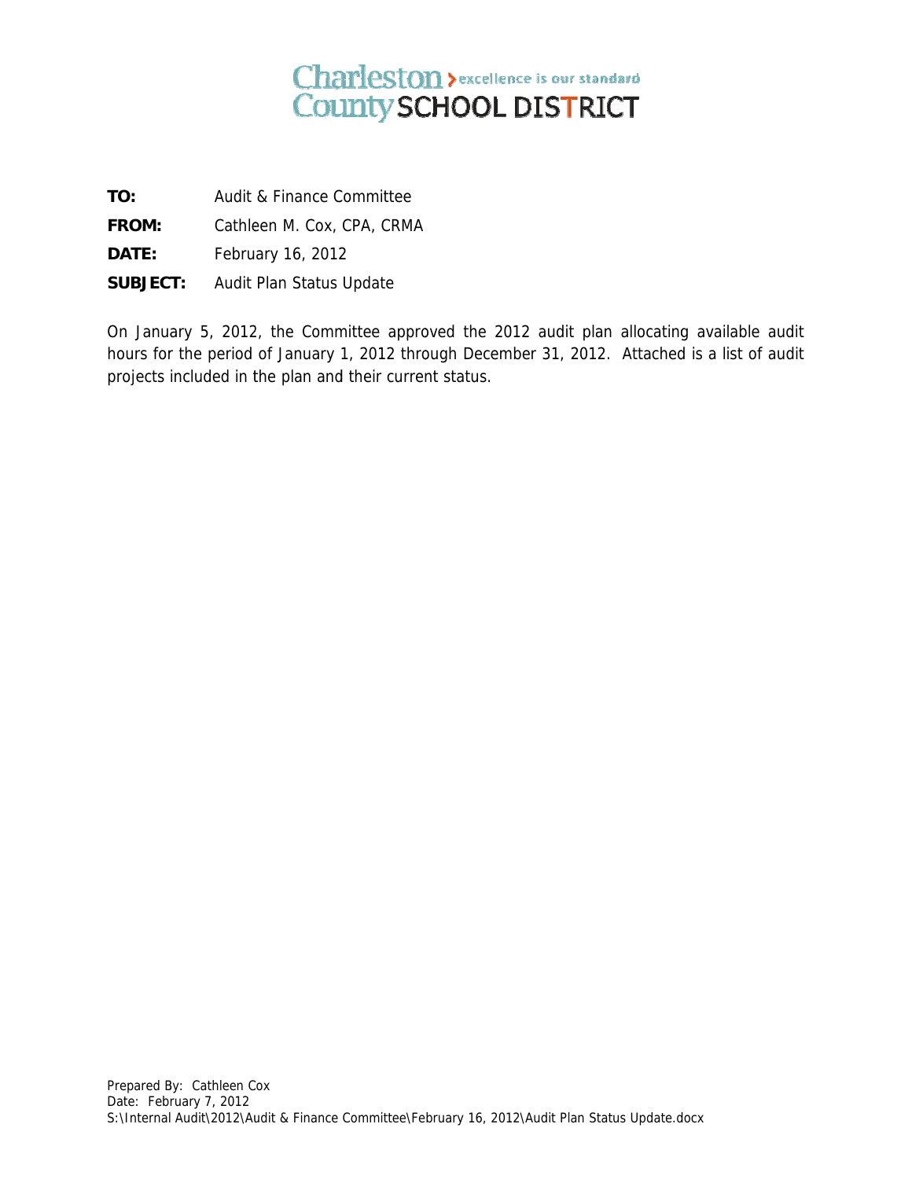**Charleston County SCHOOL DISTRICT** > excellence is our standard

**TO:** Audit & Finance Committee

**FROM:** Cathleen M. Cox, CPA, CRMA

**DATE:** February 16, 2012

**SUBJECT:** Audit Plan Status Update

On January 5, 2012, the Committee approved the 2012 audit plan allocating available audit hours for the period of January 1, 2012 through December 31, 2012. Attached is a list of audit projects included in the plan and their current status.

Prepared By: Cathleen Cox
Date: February 7, 2012
S:\Internal Audit\2012\Audit & Finance Committee\February 16, 2012\Audit Plan Status Update.docx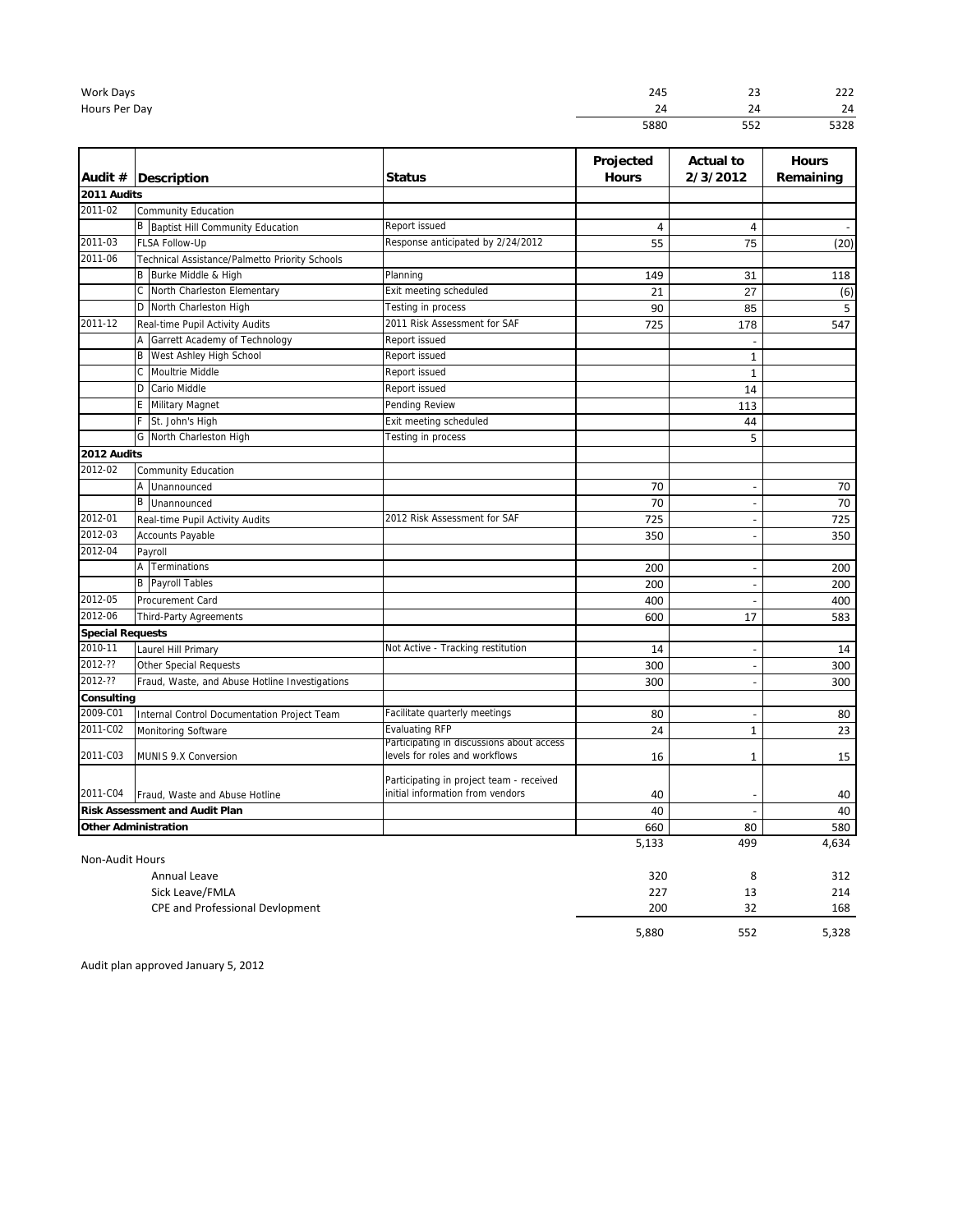| | | | |
|---|---|---|---|
| Work Days | 245 | 23 | 222 |
| Hours Per Day | 24 | 24 | 24 |
| | 5880 | 552 | 5328 |

| Audit # | | Description | Status | Projected Hours | Actual to 2/3/2012 | Hours Remaining |
|---|---|---|---|---|---|---|
| **2011 Audits** | | | | | | |
| 2011-02 | | Community Education | | | | |
| | B | Baptist Hill Community Education | Report issued | 4 | 4 | - |
| 2011-03 | | FLSA Follow-Up | Response anticipated by 2/24/2012 | 55 | 75 | (20) |
| 2011-06 | | Technical Assistance/Palmetto Priority Schools | | | | |
| | B | Burke Middle & High | Planning | 149 | 31 | 118 |
| | C | North Charleston Elementary | Exit meeting scheduled | 21 | 27 | (6) |
| | D | North Charleston High | Testing in process | 90 | 85 | 5 |
| 2011-12 | | Real-time Pupil Activity Audits | 2011 Risk Assessment for SAF | 725 | 178 | 547 |
| | A | Garrett Academy of Technology | Report issued | | - | |
| | B | West Ashley High School | Report issued | | 1 | |
| | C | Moultrie Middle | Report issued | | 1 | |
| | D | Cario Middle | Report issued | | 14 | |
| | E | Military Magnet | Pending Review | | 113 | |
| | F | St. John's High | Exit meeting scheduled | | 44 | |
| | G | North Charleston High | Testing in process | | 5 | |
| **2012 Audits** | | | | | | |
| 2012-02 | | Community Education | | | | |
| | A | Unannounced | | 70 | - | 70 |
| | B | Unannounced | | 70 | - | 70 |
| 2012-01 | | Real-time Pupil Activity Audits | 2012 Risk Assessment for SAF | 725 | - | 725 |
| 2012-03 | | Accounts Payable | | 350 | - | 350 |
| 2012-04 | | Payroll | | | | |
| | A | Terminations | | 200 | - | 200 |
| | B | Payroll Tables | | 200 | - | 200 |
| 2012-05 | | Procurement Card | | 400 | - | 400 |
| 2012-06 | | Third-Party Agreements | | 600 | 17 | 583 |
| **Special Requests** | | | | | | |
| 2010-11 | | Laurel Hill Primary | Not Active - Tracking restitution | 14 | - | 14 |
| 2012-?? | | Other Special Requests | | 300 | - | 300 |
| 2012-?? | | Fraud, Waste, and Abuse Hotline Investigations | | 300 | - | 300 |
| **Consulting** | | | | | | |
| 2009-C01 | | Internal Control Documentation Project Team | Facilitate quarterly meetings | 80 | - | 80 |
| 2011-C02 | | Monitoring Software | Evaluating RFP | 24 | 1 | 23 |
| 2011-C03 | | MUNIS 9.X Conversion | Participating in discussions about access levels for roles and workflows | 16 | 1 | 15 |
| 2011-C04 | | Fraud, Waste and Abuse Hotline | Participating in project team - received initial information from vendors | 40 | - | 40 |
| **Risk Assessment and Audit Plan** | | | | 40 | - | 40 |
| **Other Administration** | | | | 660 | 80 | 580 |
| | | | | 5,133 | 499 | 4,634 |
| Non-Audit Hours | | | | | | |
| | | Annual Leave | | 320 | 8 | 312 |
| | | Sick Leave/FMLA | | 227 | 13 | 214 |
| | | CPE and Professional Devlopment | | 200 | 32 | 168 |
| | | | | 5,880 | 552 | 5,328 |

Audit plan approved January 5, 2012